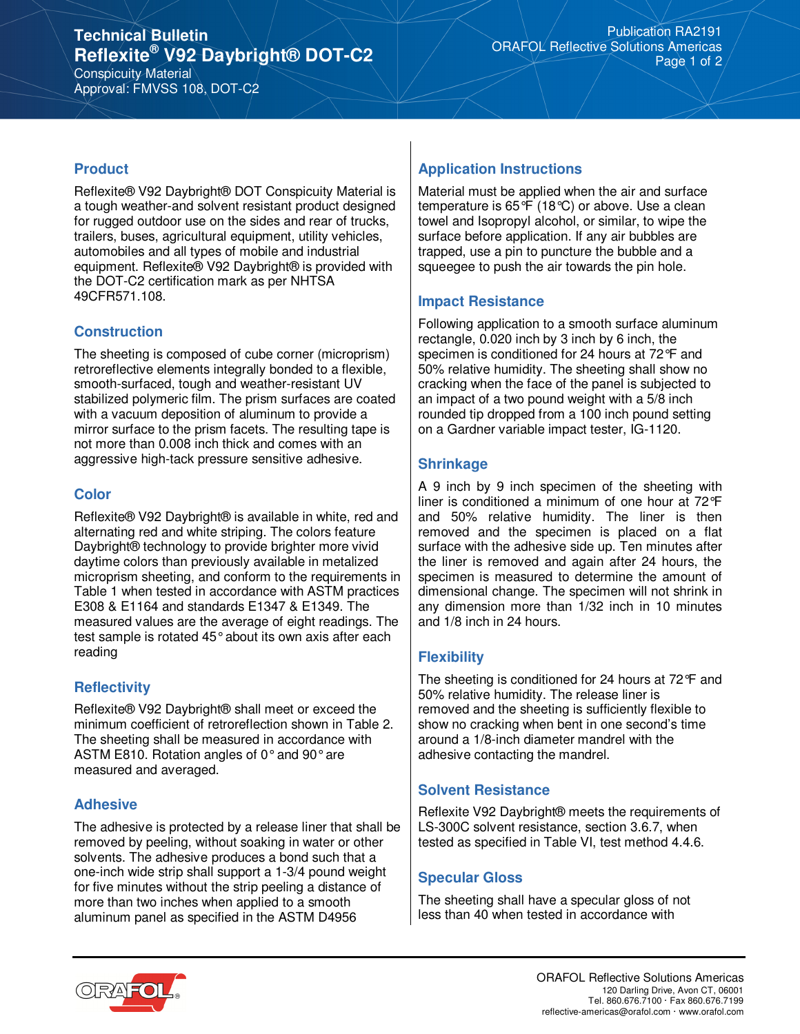# Technical Bulletin

# Reflexite® V92 Daybright® DOT-C2

Conspicuity Material

Approval: FMVSS 108, DOT-C2

Publication RA2191

ORAFOL Reflective Solutions Americas

## Product

Reflexite® V92 Daybright® DOT Conspicuity Material is a tough weather-and solvent resistant product designed for rugged outdoor use on the sides and rear of trucks, trailers, buses, agricultural equipment, utility vehicles, automobiles and all types of mobile and industrial equipment. Reflexite® V92 Daybright® is provided with the DOT-C2 certification mark as per NHTSA 49CFR571.108.

## Construction

The sheeting is composed of cube corner (microprism) retroreflective elements integrally bonded to a flexible, smooth-surfaced, tough and weather-resistant UV stabilized polymeric film. The prism surfaces are coated with a vacuum deposition of aluminum to provide a mirror surface to the prism facets. The resulting tape is not more than 0.008 inch thick and comes with an aggressive high-tack pressure sensitive adhesive.

## Color

Reflexite® V92 Daybright® is available in white, red and alternating red and white striping. The colors feature Daybright® technology to provide brighter more vivid daytime colors than previously available in metalized microprism sheeting, and conform to the requirements in Table 1 when tested in accordance with ASTM practices E308 & E1164 and standards E1347 & E1349. The measured values are the average of eight readings. The test sample is rotated 45° about its own axis after each reading

## Reflectivity

Reflexite® V92 Daybright® shall meet or exceed the minimum coefficient of retroreflection shown in Table 2. The sheeting shall be measured in accordance with ASTM E810. Rotation angles of 0° and 90° are measured and averaged.

## Adhesive

The adhesive is protected by a release liner that shall be removed by peeling, without soaking in water or other solvents. The adhesive produces a bond such that a one-inch wide strip shall support a 1-3/4 pound weight for five minutes without the strip peeling a distance of more than two inches when applied to a smooth aluminum panel as specified in the ASTM D4956

## Application Instructions

Material must be applied when the air and surface temperature is 65°F (18°C) or above. Use a clean towel and Isopropyl alcohol, or similar, to wipe the surface before application. If any air bubbles are trapped, use a pin to puncture the bubble and a squeegee to push the air towards the pin hole.

## Impact Resistance

Following application to a smooth surface aluminum rectangle, 0.020 inch by 3 inch by 6 inch, the specimen is conditioned for 24 hours at 72°F and 50% relative humidity. The sheeting shall show no cracking when the face of the panel is subjected to an impact of a two pound weight with a 5/8 inch rounded tip dropped from a 100 inch pound setting on a Gardner variable impact tester, IG-1120.

## Shrinkage

A 9 inch by 9 inch specimen of the sheeting with liner is conditioned a minimum of one hour at 72°F and 50% relative humidity. The liner is then removed and the specimen is placed on a flat surface with the adhesive side up. Ten minutes after the liner is removed and again after 24 hours, the specimen is measured to determine the amount of dimensional change. The specimen will not shrink in any dimension more than 1/32 inch in 10 minutes and 1/8 inch in 24 hours.

## Flexibility

The sheeting is conditioned for 24 hours at 72°F and 50% relative humidity. The release liner is removed and the sheeting is sufficiently flexible to show no cracking when bent in one second's time around a 1/8-inch diameter mandrel with the adhesive contacting the mandrel.

## Solvent Resistance

Reflexite V92 Daybright® meets the requirements of LS-300C solvent resistance, section 3.6.7, when tested as specified in Table VI, test method 4.4.6.

## Specular Gloss

The sheeting shall have a specular gloss of not less than 40 when tested in accordance with

ORAFOL Reflective Solutions Americas
120 Darling Drive, Avon CT, 06001
Tel. 860.676.7100 · Fax 860.676.7199
reflective-americas@orafol.com · www.orafol.com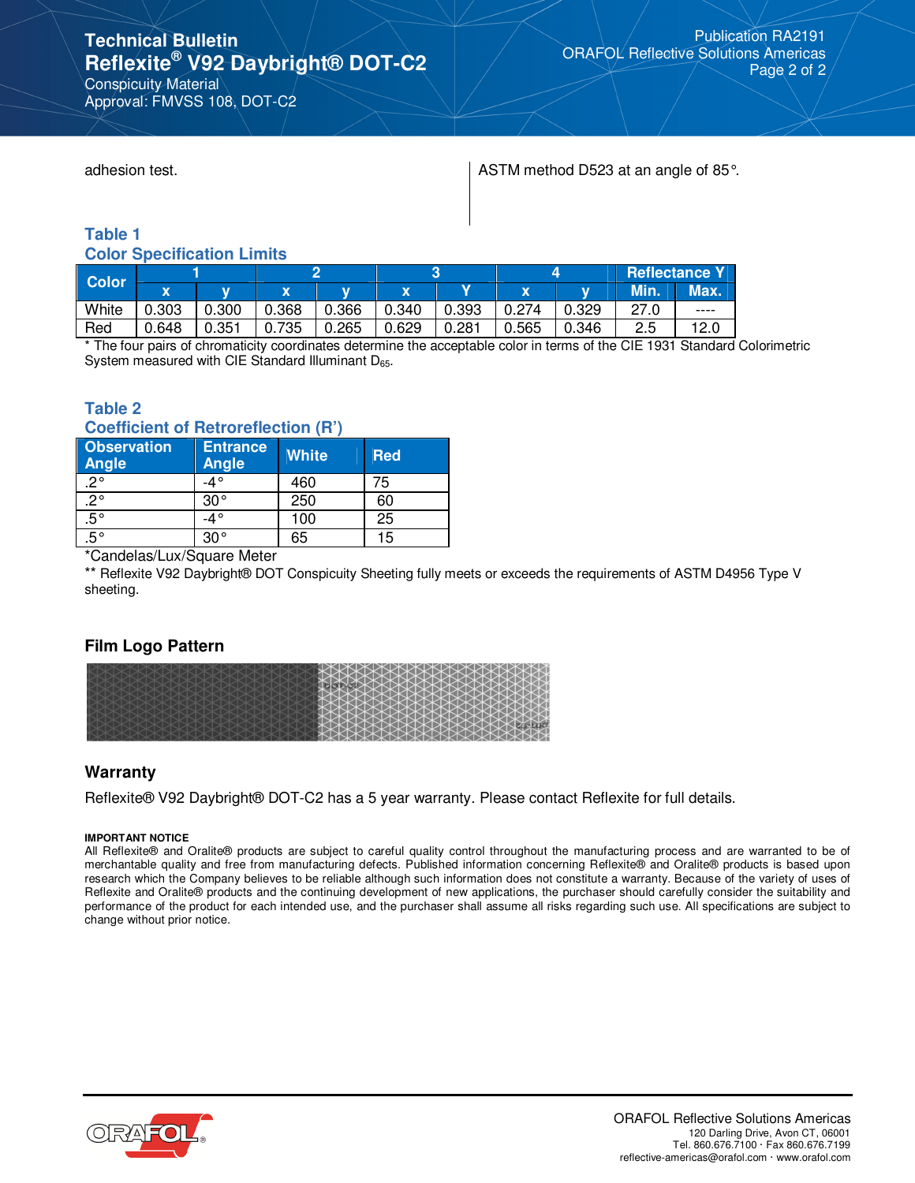adhesion test.

ASTM method D523 at an angle of 85°.

## Table 1
## Color Specification Limits

| Color | 1 | | 2 | | 3 | | 4 | | Reflectance Y | |
|---|---|---|---|---|---|---|---|---|---|---|
| | x | y | x | y | x | Y | x | y | Min. | Max. |
| White | 0.303 | 0.300 | 0.368 | 0.366 | 0.340 | 0.393 | 0.274 | 0.329 | 27.0 | ---- |
| Red | 0.648 | 0.351 | 0.735 | 0.265 | 0.629 | 0.281 | 0.565 | 0.346 | 2.5 | 12.0 |

* The four pairs of chromaticity coordinates determine the acceptable color in terms of the CIE 1931 Standard Colorimetric System measured with CIE Standard Illuminant $D_{65}$.

## Table 2
## Coefficient of Retroreflection (R')

| Observation Angle | Entrance Angle | White | Red |
|---|---|---|---|
| .2° | -4° | 460 | 75 |
| .2° | 30° | 250 | 60 |
| .5° | -4° | 100 | 25 |
| .5° | 30° | 65 | 15 |

*Candelas/Lux/Square Meter

** Reflexite V92 Daybright® DOT Conspicuity Sheeting fully meets or exceeds the requirements of ASTM D4956 Type V sheeting.

### Film Logo Pattern

### Warranty

Reflexite® V92 Daybright® DOT-C2 has a 5 year warranty. Please contact Reflexite for full details.

**IMPORTANT NOTICE**

All Reflexite® and Oralite® products are subject to careful quality control throughout the manufacturing process and are warranted to be of merchantable quality and free from manufacturing defects. Published information concerning Reflexite® and Oralite® products is based upon research which the Company believes to be reliable although such information does not constitute a warranty. Because of the variety of uses of Reflexite and Oralite® products and the continuing development of new applications, the purchaser should carefully consider the suitability and performance of the product for each intended use, and the purchaser shall assume all risks regarding such use. All specifications are subject to change without prior notice.

ORAFOL Reflective Solutions Americas
120 Darling Drive, Avon CT, 06001
Tel. 860.676.7100 · Fax 860.676.7199
reflective-americas@orafol.com · www.orafol.com